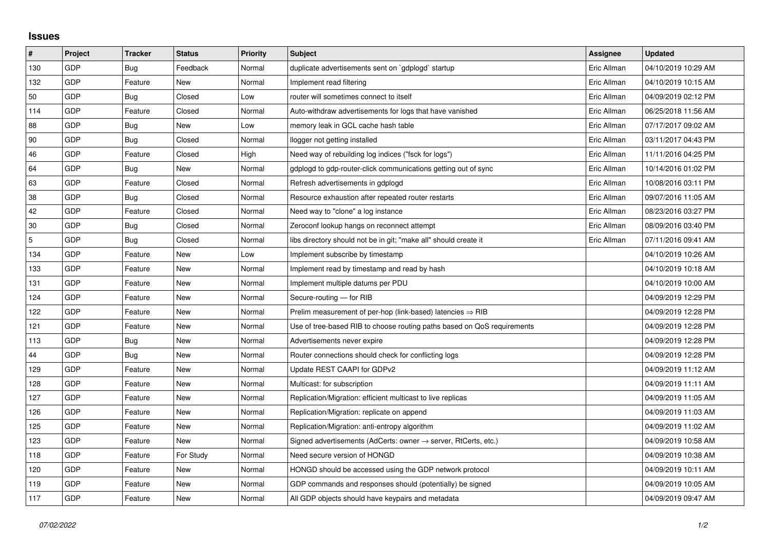# Issues

| # | Project | Tracker | Status | Priority | Subject | Assignee | Updated |
|---|---|---|---|---|---|---|---|
| 130 | GDP | Bug | Feedback | Normal | duplicate advertisements sent on `gdplogd` startup | Eric Allman | 04/10/2019 10:29 AM |
| 132 | GDP | Feature | New | Normal | Implement read filtering | Eric Allman | 04/10/2019 10:15 AM |
| 50 | GDP | Bug | Closed | Low | router will sometimes connect to itself | Eric Allman | 04/09/2019 02:12 PM |
| 114 | GDP | Feature | Closed | Normal | Auto-withdraw advertisements for logs that have vanished | Eric Allman | 06/25/2018 11:56 AM |
| 88 | GDP | Bug | New | Low | memory leak in GCL cache hash table | Eric Allman | 07/17/2017 09:02 AM |
| 90 | GDP | Bug | Closed | Normal | llogger not getting installed | Eric Allman | 03/11/2017 04:43 PM |
| 46 | GDP | Feature | Closed | High | Need way of rebuilding log indices ("fsck for logs") | Eric Allman | 11/11/2016 04:25 PM |
| 64 | GDP | Bug | New | Normal | gdplogd to gdp-router-click communications getting out of sync | Eric Allman | 10/14/2016 01:02 PM |
| 63 | GDP | Feature | Closed | Normal | Refresh advertisements in gdplogd | Eric Allman | 10/08/2016 03:11 PM |
| 38 | GDP | Bug | Closed | Normal | Resource exhaustion after repeated router restarts | Eric Allman | 09/07/2016 11:05 AM |
| 42 | GDP | Feature | Closed | Normal | Need way to "clone" a log instance | Eric Allman | 08/23/2016 03:27 PM |
| 30 | GDP | Bug | Closed | Normal | Zeroconf lookup hangs on reconnect attempt | Eric Allman | 08/09/2016 03:40 PM |
| 5 | GDP | Bug | Closed | Normal | libs directory should not be in git; "make all" should create it | Eric Allman | 07/11/2016 09:41 AM |
| 134 | GDP | Feature | New | Low | Implement subscribe by timestamp | | 04/10/2019 10:26 AM |
| 133 | GDP | Feature | New | Normal | Implement read by timestamp and read by hash | | 04/10/2019 10:18 AM |
| 131 | GDP | Feature | New | Normal | Implement multiple datums per PDU | | 04/10/2019 10:00 AM |
| 124 | GDP | Feature | New | Normal | Secure-routing — for RIB | | 04/09/2019 12:29 PM |
| 122 | GDP | Feature | New | Normal | Prelim measurement of per-hop (link-based) latencies ⇒ RIB | | 04/09/2019 12:28 PM |
| 121 | GDP | Feature | New | Normal | Use of tree-based RIB to choose routing paths based on QoS requirements | | 04/09/2019 12:28 PM |
| 113 | GDP | Bug | New | Normal | Advertisements never expire | | 04/09/2019 12:28 PM |
| 44 | GDP | Bug | New | Normal | Router connections should check for conflicting logs | | 04/09/2019 12:28 PM |
| 129 | GDP | Feature | New | Normal | Update REST CAAPI for GDPv2 | | 04/09/2019 11:12 AM |
| 128 | GDP | Feature | New | Normal | Multicast: for subscription | | 04/09/2019 11:11 AM |
| 127 | GDP | Feature | New | Normal | Replication/Migration: efficient multicast to live replicas | | 04/09/2019 11:05 AM |
| 126 | GDP | Feature | New | Normal | Replication/Migration: replicate on append | | 04/09/2019 11:03 AM |
| 125 | GDP | Feature | New | Normal | Replication/Migration: anti-entropy algorithm | | 04/09/2019 11:02 AM |
| 123 | GDP | Feature | New | Normal | Signed advertisements (AdCerts: owner → server, RtCerts, etc.) | | 04/09/2019 10:58 AM |
| 118 | GDP | Feature | For Study | Normal | Need secure version of HONGD | | 04/09/2019 10:38 AM |
| 120 | GDP | Feature | New | Normal | HONGD should be accessed using the GDP network protocol | | 04/09/2019 10:11 AM |
| 119 | GDP | Feature | New | Normal | GDP commands and responses should (potentially) be signed | | 04/09/2019 10:05 AM |
| 117 | GDP | Feature | New | Normal | All GDP objects should have keypairs and metadata | | 04/09/2019 09:47 AM |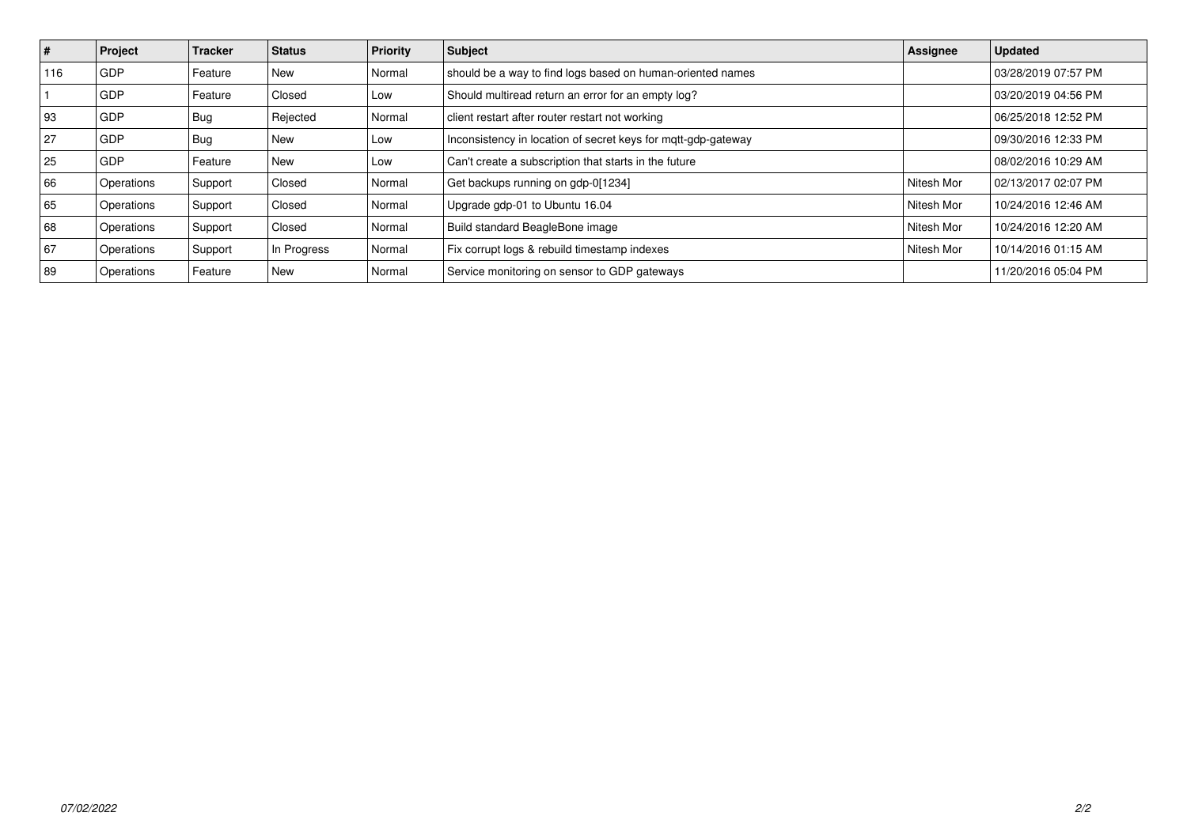| # | Project | Tracker | Status | Priority | Subject | Assignee | Updated |
|---|---|---|---|---|---|---|---|
| 116 | GDP | Feature | New | Normal | should be a way to find logs based on human-oriented names | | 03/28/2019 07:57 PM |
| 1 | GDP | Feature | Closed | Low | Should multiread return an error for an empty log? | | 03/20/2019 04:56 PM |
| 93 | GDP | Bug | Rejected | Normal | client restart after router restart not working | | 06/25/2018 12:52 PM |
| 27 | GDP | Bug | New | Low | Inconsistency in location of secret keys for mqtt-gdp-gateway | | 09/30/2016 12:33 PM |
| 25 | GDP | Feature | New | Low | Can't create a subscription that starts in the future | | 08/02/2016 10:29 AM |
| 66 | Operations | Support | Closed | Normal | Get backups running on gdp-0[1234] | Nitesh Mor | 02/13/2017 02:07 PM |
| 65 | Operations | Support | Closed | Normal | Upgrade gdp-01 to Ubuntu 16.04 | Nitesh Mor | 10/24/2016 12:46 AM |
| 68 | Operations | Support | Closed | Normal | Build standard BeagleBone image | Nitesh Mor | 10/24/2016 12:20 AM |
| 67 | Operations | Support | In Progress | Normal | Fix corrupt logs & rebuild timestamp indexes | Nitesh Mor | 10/14/2016 01:15 AM |
| 89 | Operations | Feature | New | Normal | Service monitoring on sensor to GDP gateways | | 11/20/2016 05:04 PM |